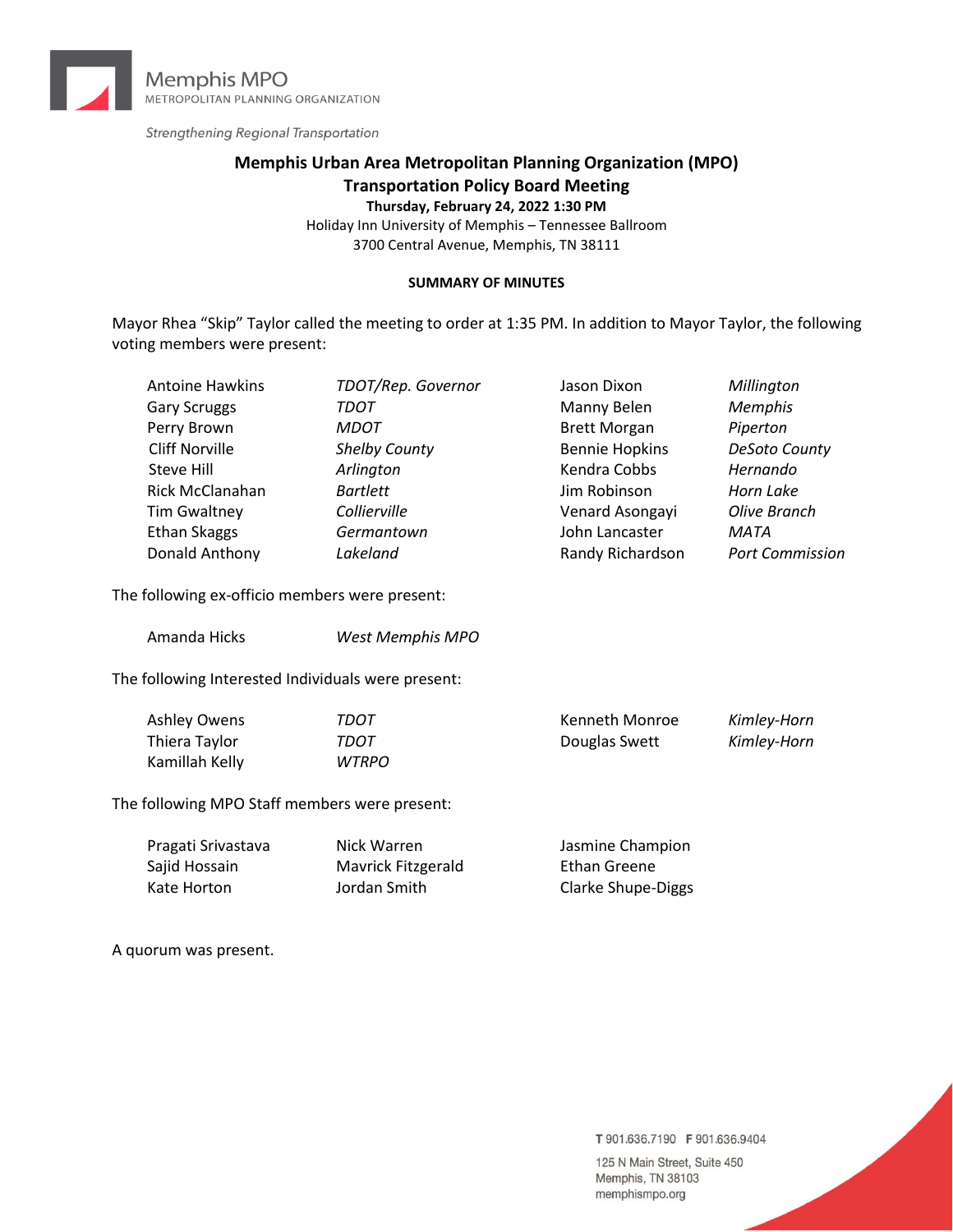Memphis MPO
METROPOLITAN PLANNING ORGANIZATION

*Strengthening Regional Transportation*

# Memphis Urban Area Metropolitan Planning Organization (MPO)
## Transportation Policy Board Meeting

**Thursday, February 24, 2022 1:30 PM**

Holiday Inn University of Memphis – Tennessee Ballroom
3700 Central Avenue, Memphis, TN 38111

**SUMMARY OF MINUTES**

Mayor Rhea "Skip" Taylor called the meeting to order at 1:35 PM. In addition to Mayor Taylor, the following voting members were present:

| | | | |
|---|---|---|---|
| Antoine Hawkins | *TDOT/Rep. Governor* | Jason Dixon | *Millington* |
| Gary Scruggs | *TDOT* | Manny Belen | *Memphis* |
| Perry Brown | *MDOT* | Brett Morgan | *Piperton* |
| Cliff Norville | *Shelby County* | Bennie Hopkins | *DeSoto County* |
| Steve Hill | *Arlington* | Kendra Cobbs | *Hernando* |
| Rick McClanahan | *Bartlett* | Jim Robinson | *Horn Lake* |
| Tim Gwaltney | *Collierville* | Venard Asongayi | *Olive Branch* |
| Ethan Skaggs | *Germantown* | John Lancaster | *MATA* |
| Donald Anthony | *Lakeland* | Randy Richardson | *Port Commission* |

The following ex-officio members were present:

| | |
|---|---|
| Amanda Hicks | *West Memphis MPO* |

The following Interested Individuals were present:

| | | | |
|---|---|---|---|
| Ashley Owens | *TDOT* | Kenneth Monroe | *Kimley-Horn* |
| Thiera Taylor | *TDOT* | Douglas Swett | *Kimley-Horn* |
| Kamillah Kelly | *WTRPO* | | |

The following MPO Staff members were present:

| | | |
|---|---|---|
| Pragati Srivastava | Nick Warren | Jasmine Champion |
| Sajid Hossain | Mavrick Fitzgerald | Ethan Greene |
| Kate Horton | Jordan Smith | Clarke Shupe-Diggs |

A quorum was present.

T 901.636.7190 F 901.636.9404
125 N Main Street, Suite 450
Memphis, TN 38103
memphismpo.org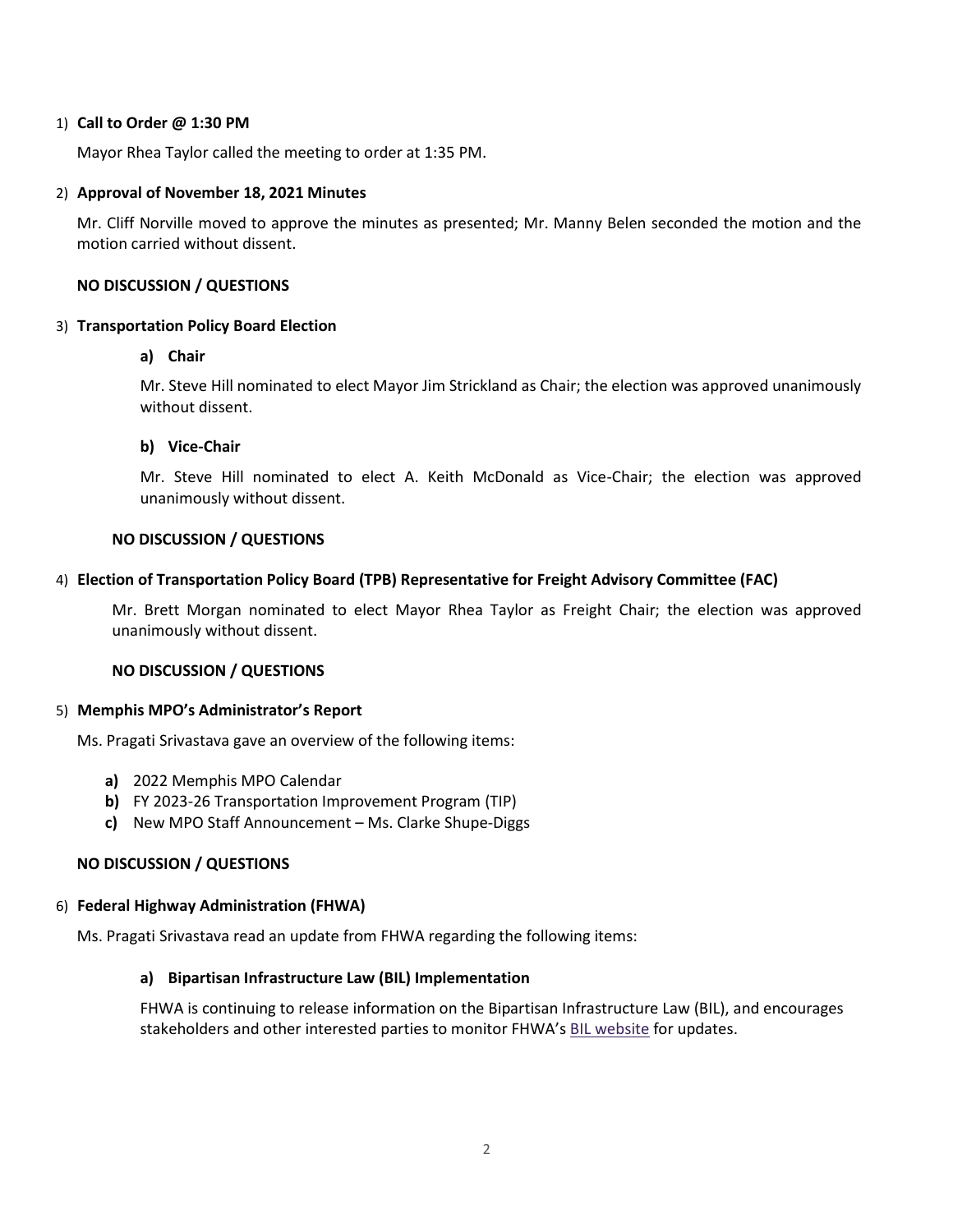1) **Call to Order @ 1:30 PM**

Mayor Rhea Taylor called the meeting to order at 1:35 PM.

2) **Approval of November 18, 2021 Minutes**

Mr. Cliff Norville moved to approve the minutes as presented; Mr. Manny Belen seconded the motion and the motion carried without dissent.

**NO DISCUSSION / QUESTIONS**

3) **Transportation Policy Board Election**

   **a) Chair**

   Mr. Steve Hill nominated to elect Mayor Jim Strickland as Chair; the election was approved unanimously without dissent.

   **b) Vice-Chair**

   Mr. Steve Hill nominated to elect A. Keith McDonald as Vice-Chair; the election was approved unanimously without dissent.

**NO DISCUSSION / QUESTIONS**

4) **Election of Transportation Policy Board (TPB) Representative for Freight Advisory Committee (FAC)**

Mr. Brett Morgan nominated to elect Mayor Rhea Taylor as Freight Chair; the election was approved unanimously without dissent.

**NO DISCUSSION / QUESTIONS**

5) **Memphis MPO's Administrator's Report**

Ms. Pragati Srivastava gave an overview of the following items:

- **a)** 2022 Memphis MPO Calendar
- **b)** FY 2023-26 Transportation Improvement Program (TIP)
- **c)** New MPO Staff Announcement – Ms. Clarke Shupe-Diggs

**NO DISCUSSION / QUESTIONS**

6) **Federal Highway Administration (FHWA)**

Ms. Pragati Srivastava read an update from FHWA regarding the following items:

   **a) Bipartisan Infrastructure Law (BIL) Implementation**

   FHWA is continuing to release information on the Bipartisan Infrastructure Law (BIL), and encourages stakeholders and other interested parties to monitor FHWA's BIL website for updates.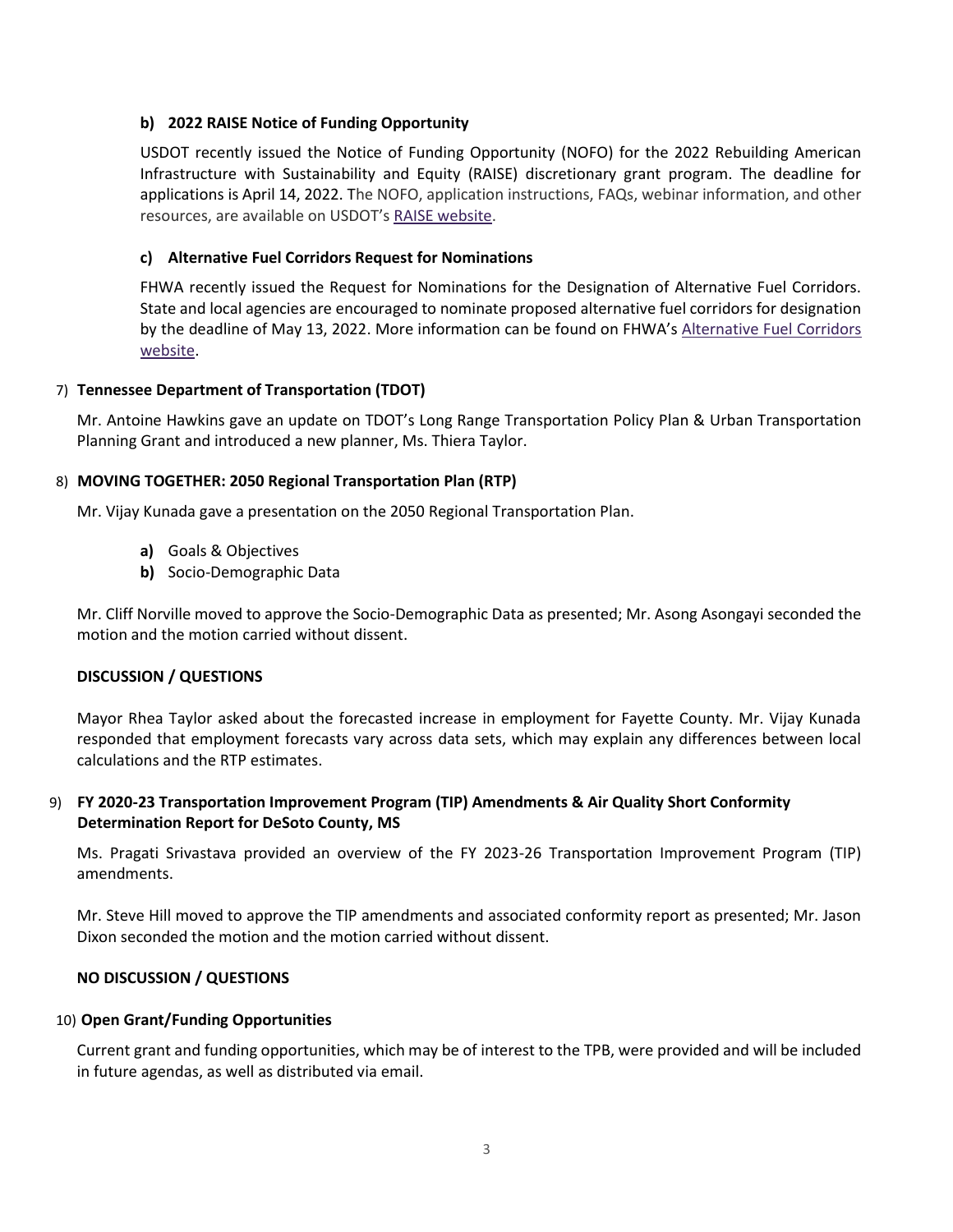**b) 2022 RAISE Notice of Funding Opportunity**

USDOT recently issued the Notice of Funding Opportunity (NOFO) for the 2022 Rebuilding American Infrastructure with Sustainability and Equity (RAISE) discretionary grant program. The deadline for applications is April 14, 2022. The NOFO, application instructions, FAQs, webinar information, and other resources, are available on USDOT's RAISE website.

**c) Alternative Fuel Corridors Request for Nominations**

FHWA recently issued the Request for Nominations for the Designation of Alternative Fuel Corridors. State and local agencies are encouraged to nominate proposed alternative fuel corridors for designation by the deadline of May 13, 2022. More information can be found on FHWA's Alternative Fuel Corridors website.

7) **Tennessee Department of Transportation (TDOT)**

Mr. Antoine Hawkins gave an update on TDOT's Long Range Transportation Policy Plan & Urban Transportation Planning Grant and introduced a new planner, Ms. Thiera Taylor.

8) **MOVING TOGETHER: 2050 Regional Transportation Plan (RTP)**

Mr. Vijay Kunada gave a presentation on the 2050 Regional Transportation Plan.

- **a)** Goals & Objectives
- **b)** Socio-Demographic Data

Mr. Cliff Norville moved to approve the Socio-Demographic Data as presented; Mr. Asong Asongayi seconded the motion and the motion carried without dissent.

**DISCUSSION / QUESTIONS**

Mayor Rhea Taylor asked about the forecasted increase in employment for Fayette County. Mr. Vijay Kunada responded that employment forecasts vary across data sets, which may explain any differences between local calculations and the RTP estimates.

9) **FY 2020-23 Transportation Improvement Program (TIP) Amendments & Air Quality Short Conformity Determination Report for DeSoto County, MS**

Ms. Pragati Srivastava provided an overview of the FY 2023-26 Transportation Improvement Program (TIP) amendments.

Mr. Steve Hill moved to approve the TIP amendments and associated conformity report as presented; Mr. Jason Dixon seconded the motion and the motion carried without dissent.

**NO DISCUSSION / QUESTIONS**

10) **Open Grant/Funding Opportunities**

Current grant and funding opportunities, which may be of interest to the TPB, were provided and will be included in future agendas, as well as distributed via email.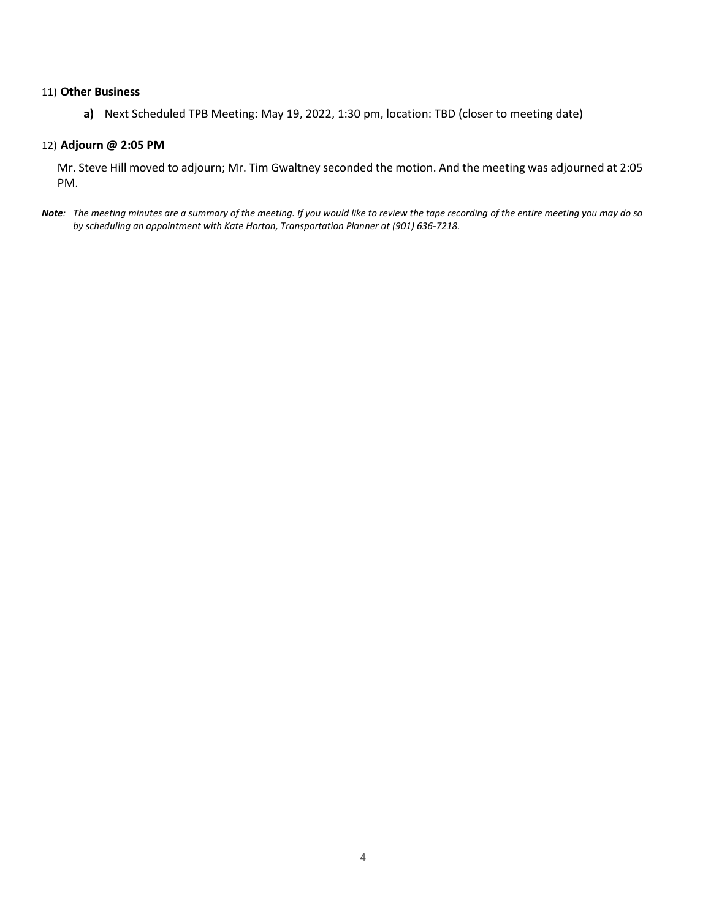11) **Other Business**

**a)** Next Scheduled TPB Meeting: May 19, 2022, 1:30 pm, location: TBD (closer to meeting date)

12) **Adjourn @ 2:05 PM**

Mr. Steve Hill moved to adjourn; Mr. Tim Gwaltney seconded the motion. And the meeting was adjourned at 2:05 PM.

***Note****: The meeting minutes are a summary of the meeting. If you would like to review the tape recording of the entire meeting you may do so by scheduling an appointment with Kate Horton, Transportation Planner at (901) 636-7218.*